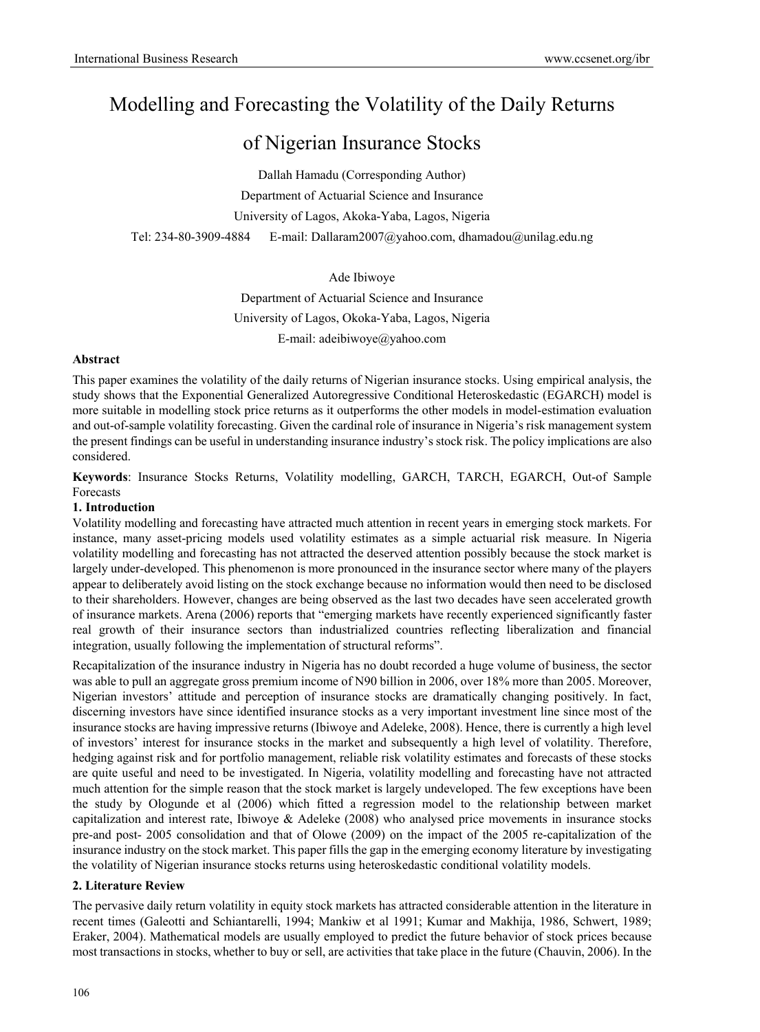# Modelling and Forecasting the Volatility of the Daily Returns of Nigerian Insurance Stocks

Dallah Hamadu (Corresponding Author)

Department of Actuarial Science and Insurance

University of Lagos, Akoka-Yaba, Lagos, Nigeria

Tel: 234-80-3909-4884 E-mail: Dallaram2007@yahoo.com, dhamadou@unilag.edu.ng

Ade Ibiwoye

Department of Actuarial Science and Insurance

University of Lagos, Okoka-Yaba, Lagos, Nigeria

E-mail: adeibiwoye@yahoo.com

**Abstract**

This paper examines the volatility of the daily returns of Nigerian insurance stocks. Using empirical analysis, the study shows that the Exponential Generalized Autoregressive Conditional Heteroskedastic (EGARCH) model is more suitable in modelling stock price returns as it outperforms the other models in model-estimation evaluation and out-of-sample volatility forecasting. Given the cardinal role of insurance in Nigeria's risk management system the present findings can be useful in understanding insurance industry's stock risk. The policy implications are also considered.

**Keywords**: Insurance Stocks Returns, Volatility modelling, GARCH, TARCH, EGARCH, Out-of Sample Forecasts

## 1. Introduction

Volatility modelling and forecasting have attracted much attention in recent years in emerging stock markets. For instance, many asset-pricing models used volatility estimates as a simple actuarial risk measure. In Nigeria volatility modelling and forecasting has not attracted the deserved attention possibly because the stock market is largely under-developed. This phenomenon is more pronounced in the insurance sector where many of the players appear to deliberately avoid listing on the stock exchange because no information would then need to be disclosed to their shareholders. However, changes are being observed as the last two decades have seen accelerated growth of insurance markets. Arena (2006) reports that "emerging markets have recently experienced significantly faster real growth of their insurance sectors than industrialized countries reflecting liberalization and financial integration, usually following the implementation of structural reforms".

Recapitalization of the insurance industry in Nigeria has no doubt recorded a huge volume of business, the sector was able to pull an aggregate gross premium income of N90 billion in 2006, over 18% more than 2005. Moreover, Nigerian investors' attitude and perception of insurance stocks are dramatically changing positively. In fact, discerning investors have since identified insurance stocks as a very important investment line since most of the insurance stocks are having impressive returns (Ibiwoye and Adeleke, 2008). Hence, there is currently a high level of investors' interest for insurance stocks in the market and subsequently a high level of volatility. Therefore, hedging against risk and for portfolio management, reliable risk volatility estimates and forecasts of these stocks are quite useful and need to be investigated. In Nigeria, volatility modelling and forecasting have not attracted much attention for the simple reason that the stock market is largely undeveloped. The few exceptions have been the study by Ologunde et al (2006) which fitted a regression model to the relationship between market capitalization and interest rate, Ibiwoye & Adeleke (2008) who analysed price movements in insurance stocks pre-and post- 2005 consolidation and that of Olowe (2009) on the impact of the 2005 re-capitalization of the insurance industry on the stock market. This paper fills the gap in the emerging economy literature by investigating the volatility of Nigerian insurance stocks returns using heteroskedastic conditional volatility models.

## 2. Literature Review

The pervasive daily return volatility in equity stock markets has attracted considerable attention in the literature in recent times (Galeotti and Schiantarelli, 1994; Mankiw et al 1991; Kumar and Makhija, 1986, Schwert, 1989; Eraker, 2004). Mathematical models are usually employed to predict the future behavior of stock prices because most transactions in stocks, whether to buy or sell, are activities that take place in the future (Chauvin, 2006). In the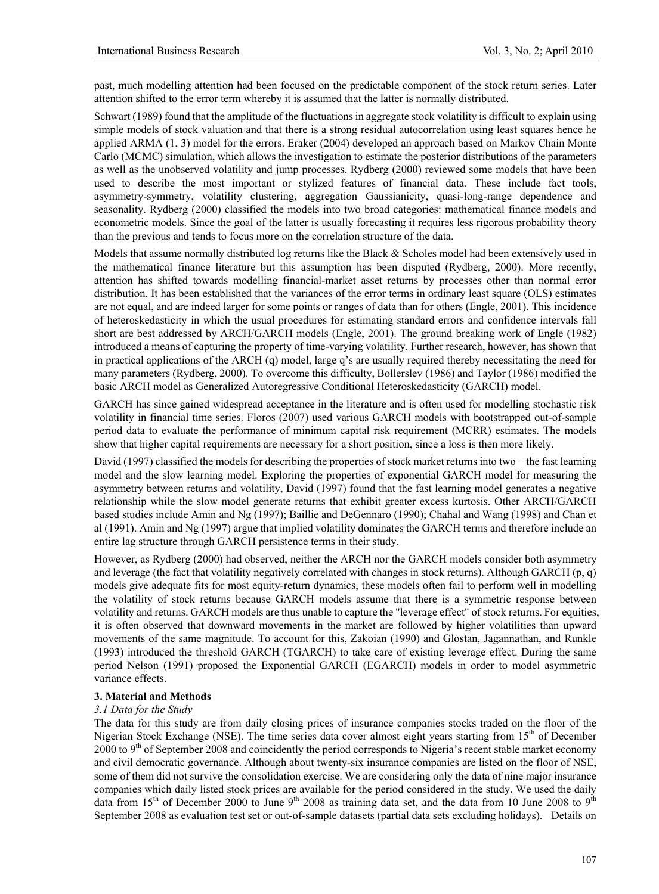past, much modelling attention had been focused on the predictable component of the stock return series. Later attention shifted to the error term whereby it is assumed that the latter is normally distributed.

Schwart (1989) found that the amplitude of the fluctuations in aggregate stock volatility is difficult to explain using simple models of stock valuation and that there is a strong residual autocorrelation using least squares hence he applied ARMA (1, 3) model for the errors. Eraker (2004) developed an approach based on Markov Chain Monte Carlo (MCMC) simulation, which allows the investigation to estimate the posterior distributions of the parameters as well as the unobserved volatility and jump processes. Rydberg (2000) reviewed some models that have been used to describe the most important or stylized features of financial data. These include fact tools, asymmetry-symmetry, volatility clustering, aggregation Gaussianicity, quasi-long-range dependence and seasonality. Rydberg (2000) classified the models into two broad categories: mathematical finance models and econometric models. Since the goal of the latter is usually forecasting it requires less rigorous probability theory than the previous and tends to focus more on the correlation structure of the data.

Models that assume normally distributed log returns like the Black & Scholes model had been extensively used in the mathematical finance literature but this assumption has been disputed (Rydberg, 2000). More recently, attention has shifted towards modelling financial-market asset returns by processes other than normal error distribution. It has been established that the variances of the error terms in ordinary least square (OLS) estimates are not equal, and are indeed larger for some points or ranges of data than for others (Engle, 2001). This incidence of heteroskedasticity in which the usual procedures for estimating standard errors and confidence intervals fall short are best addressed by ARCH/GARCH models (Engle, 2001). The ground breaking work of Engle (1982) introduced a means of capturing the property of time-varying volatility. Further research, however, has shown that in practical applications of the ARCH (q) model, large q's are usually required thereby necessitating the need for many parameters (Rydberg, 2000). To overcome this difficulty, Bollerslev (1986) and Taylor (1986) modified the basic ARCH model as Generalized Autoregressive Conditional Heteroskedasticity (GARCH) model.

GARCH has since gained widespread acceptance in the literature and is often used for modelling stochastic risk volatility in financial time series. Floros (2007) used various GARCH models with bootstrapped out-of-sample period data to evaluate the performance of minimum capital risk requirement (MCRR) estimates. The models show that higher capital requirements are necessary for a short position, since a loss is then more likely.

David (1997) classified the models for describing the properties of stock market returns into two – the fast learning model and the slow learning model. Exploring the properties of exponential GARCH model for measuring the asymmetry between returns and volatility, David (1997) found that the fast learning model generates a negative relationship while the slow model generate returns that exhibit greater excess kurtosis. Other ARCH/GARCH based studies include Amin and Ng (1997); Baillie and DeGennaro (1990); Chahal and Wang (1998) and Chan et al (1991). Amin and Ng (1997) argue that implied volatility dominates the GARCH terms and therefore include an entire lag structure through GARCH persistence terms in their study.

However, as Rydberg (2000) had observed, neither the ARCH nor the GARCH models consider both asymmetry and leverage (the fact that volatility negatively correlated with changes in stock returns). Although GARCH (p, q) models give adequate fits for most equity-return dynamics, these models often fail to perform well in modelling the volatility of stock returns because GARCH models assume that there is a symmetric response between volatility and returns. GARCH models are thus unable to capture the "leverage effect" of stock returns. For equities, it is often observed that downward movements in the market are followed by higher volatilities than upward movements of the same magnitude. To account for this, Zakoian (1990) and Glostan, Jagannathan, and Runkle (1993) introduced the threshold GARCH (TGARCH) to take care of existing leverage effect. During the same period Nelson (1991) proposed the Exponential GARCH (EGARCH) models in order to model asymmetric variance effects.

## 3. Material and Methods

### *3.1 Data for the Study*

The data for this study are from daily closing prices of insurance companies stocks traded on the floor of the Nigerian Stock Exchange (NSE). The time series data cover almost eight years starting from 15th of December 2000 to 9th of September 2008 and coincidently the period corresponds to Nigeria's recent stable market economy and civil democratic governance. Although about twenty-six insurance companies are listed on the floor of NSE, some of them did not survive the consolidation exercise. We are considering only the data of nine major insurance companies which daily listed stock prices are available for the period considered in the study. We used the daily data from 15th of December 2000 to June 9th 2008 as training data set, and the data from 10 June 2008 to 9th September 2008 as evaluation test set or out-of-sample datasets (partial data sets excluding holidays). Details on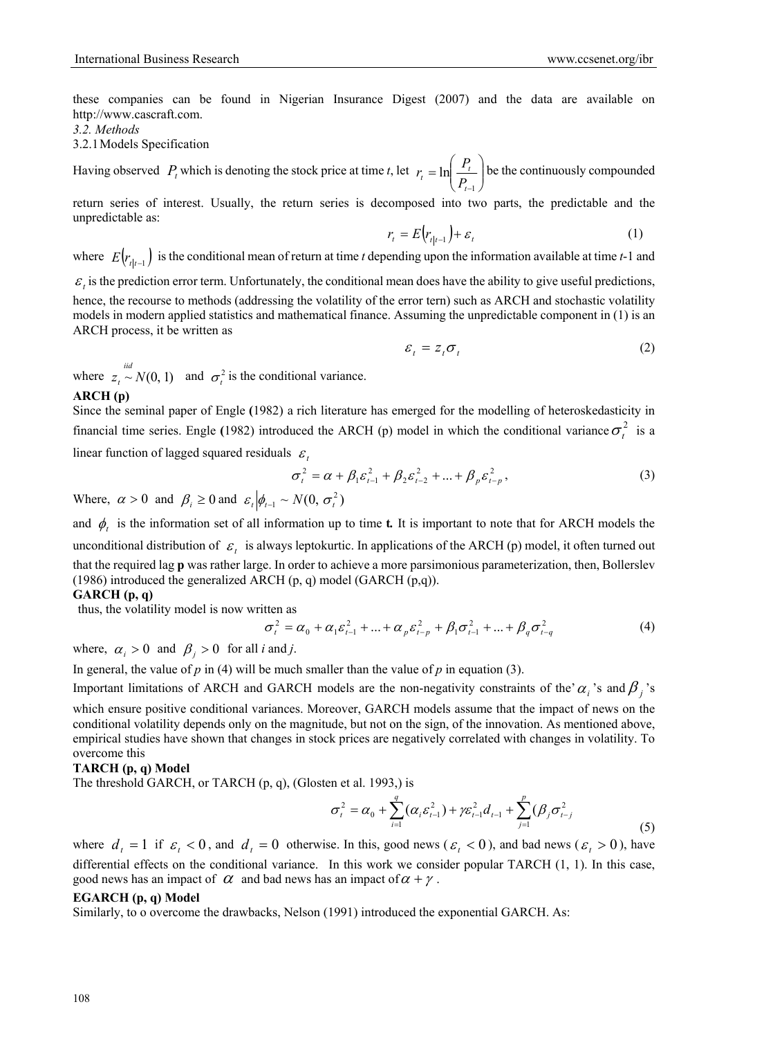these companies can be found in Nigerian Insurance Digest (2007) and the data are available on http://www.cascraft.com.

*3.2. Methods*

3.2.1 Models Specification

Having observed $P_t$ which is denoting the stock price at time *t*, let $r_t = \ln\left(\frac{P_t}{P_{t-1}}\right)$ be the continuously compounded return series of interest. Usually, the return series is decomposed into two parts, the predictable and the unpredictable as:

$$r_t = E\left(r_{t|t-1}\right) + \varepsilon_t \tag{1}$$

where $E\left(r_{t|t-1}\right)$ is the conditional mean of return at time *t* depending upon the information available at time *t*-1 and $\varepsilon_t$ is the prediction error term. Unfortunately, the conditional mean does have the ability to give useful predictions, hence, the recourse to methods (addressing the volatility of the error tern) such as ARCH and stochastic volatility models in modern applied statistics and mathematical finance. Assuming the unpredictable component in (1) is an ARCH process, it be written as

$$\varepsilon_t = z_t \sigma_t \tag{2}$$

where $z_t \overset{iid}{\sim} N(0, 1)$ and $\sigma_t^2$ is the conditional variance.

**ARCH (p)**

Since the seminal paper of Engle **(**1982) a rich literature has emerged for the modelling of heteroskedasticity in financial time series. Engle **(**1982) introduced the ARCH (p) model in which the conditional variance $\sigma_t^2$ is a linear function of lagged squared residuals $\varepsilon_t$

$$\sigma_t^2 = \alpha + \beta_1 \varepsilon_{t-1}^2 + \beta_2 \varepsilon_{t-2}^2 + ... + \beta_p \varepsilon_{t-p}^2, \tag{3}$$

Where, $\alpha > 0$ and $\beta_i \geq 0$ and $\varepsilon_t \left| \phi_{t-1} \sim N(0, \sigma_t^2) \right.$

and $\phi_t$ is the information set of all information up to time **t.** It is important to note that for ARCH models the unconditional distribution of $\varepsilon_t$ is always leptokurtic. In applications of the ARCH (p) model, it often turned out that the required lag **p** was rather large. In order to achieve a more parsimonious parameterization, then, Bollerslev (1986) introduced the generalized ARCH (p, q) model (GARCH (p,q)).

**GARCH (p, q)**

thus, the volatility model is now written as

$$\sigma_t^2 = \alpha_0 + \alpha_1 \varepsilon_{t-1}^2 + ... + \alpha_p \varepsilon_{t-p}^2 + \beta_1 \sigma_{t-1}^2 + ... + \beta_q \sigma_{t-q}^2 \tag{4}$$

where, $\alpha_i > 0$ and $\beta_j > 0$ for all *i* and *j*.

In general, the value of *p* in (4) will be much smaller than the value of *p* in equation (3).

Important limitations of ARCH and GARCH models are the non-negativity constraints of the' $\alpha_i$ 's and $\beta_j$ 's which ensure positive conditional variances. Moreover, GARCH models assume that the impact of news on the conditional volatility depends only on the magnitude, but not on the sign, of the innovation. As mentioned above, empirical studies have shown that changes in stock prices are negatively correlated with changes in volatility. To overcome this

**TARCH (p, q) Model**

The threshold GARCH, or TARCH (p, q), (Glosten et al. 1993,) is

$$\sigma_t^2 = \alpha_0 + \sum_{i=1}^{q} (\alpha_i \varepsilon_{t-1}^2) + \gamma \varepsilon_{t-1}^2 d_{t-1} + \sum_{j=1}^{p} (\beta_j \sigma_{t-j}^2 \tag{5}$$

where $d_t = 1$ if $\varepsilon_t < 0$, and $d_t = 0$ otherwise. In this, good news ($\varepsilon_t < 0$), and bad news ($\varepsilon_t > 0$), have differential effects on the conditional variance. In this work we consider popular TARCH (1, 1). In this case, good news has an impact of $\alpha$ and bad news has an impact of $\alpha + \gamma$.

**EGARCH (p, q) Model**

Similarly, to o overcome the drawbacks, Nelson (1991) introduced the exponential GARCH. As: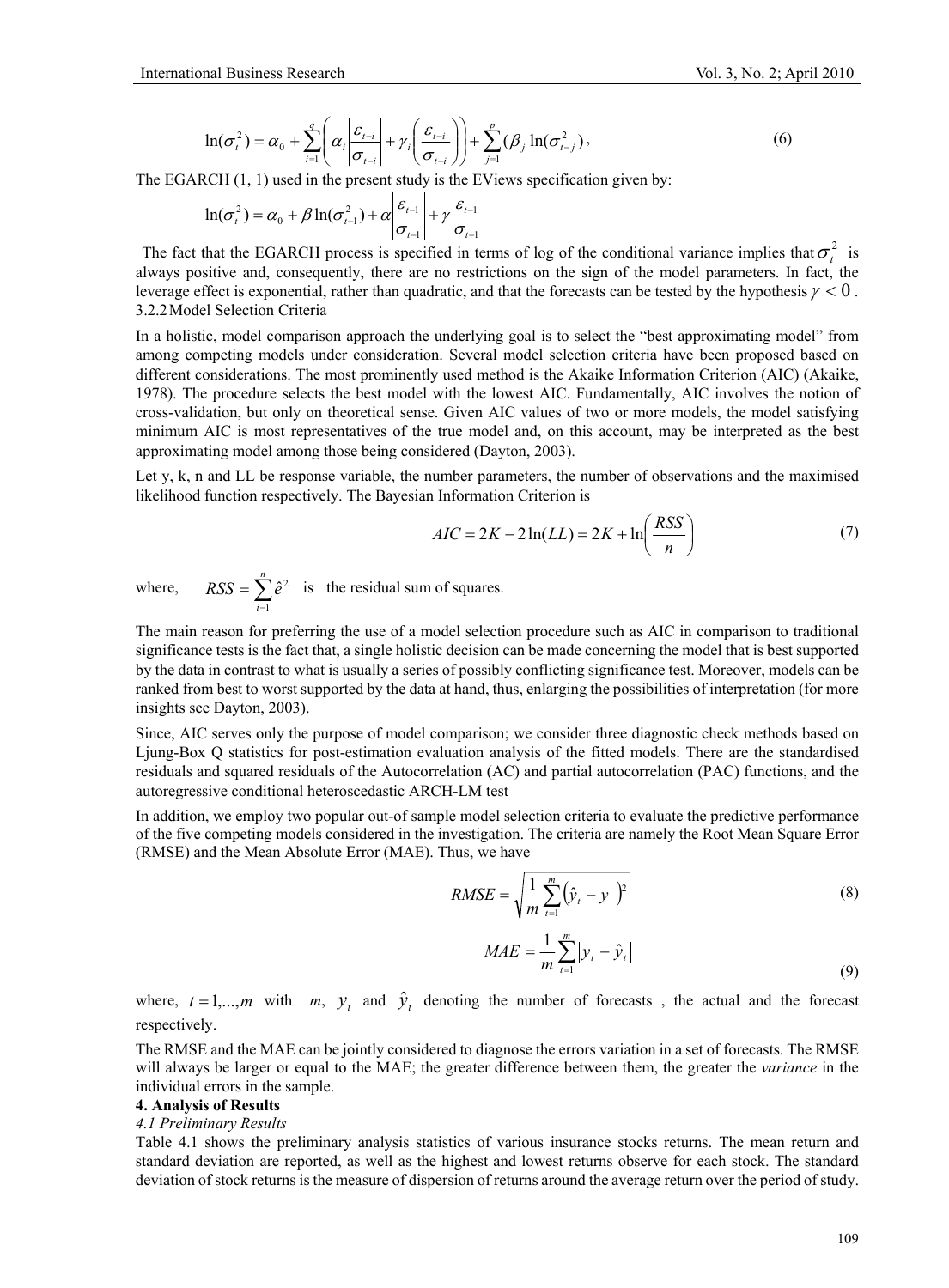$$\ln(\sigma_t^2) = \alpha_0 + \sum_{i=1}^{q}\left(\alpha_i\left|\frac{\varepsilon_{t-i}}{\sigma_{t-i}}\right| + \gamma_i\left(\frac{\varepsilon_{t-i}}{\sigma_{t-i}}\right)\right) + \sum_{j=1}^{p}(\beta_j \ln(\sigma_{t-j}^2)), \tag{6}$$

The EGARCH (1, 1) used in the present study is the EViews specification given by:

$$\ln(\sigma_t^2) = \alpha_0 + \beta\ln(\sigma_{t-1}^2) + \alpha\left|\frac{\varepsilon_{t-1}}{\sigma_{t-1}}\right| + \gamma\frac{\varepsilon_{t-1}}{\sigma_{t-1}}$$

The fact that the EGARCH process is specified in terms of log of the conditional variance implies that $\sigma_t^2$ is always positive and, consequently, there are no restrictions on the sign of the model parameters. In fact, the leverage effect is exponential, rather than quadratic, and that the forecasts can be tested by the hypothesis $\gamma < 0$.

#### 3.2.2 Model Selection Criteria

In a holistic, model comparison approach the underlying goal is to select the "best approximating model" from among competing models under consideration. Several model selection criteria have been proposed based on different considerations. The most prominently used method is the Akaike Information Criterion (AIC) (Akaike, 1978). The procedure selects the best model with the lowest AIC. Fundamentally, AIC involves the notion of cross-validation, but only on theoretical sense. Given AIC values of two or more models, the model satisfying minimum AIC is most representatives of the true model and, on this account, may be interpreted as the best approximating model among those being considered (Dayton, 2003).

Let y, k, n and LL be response variable, the number parameters, the number of observations and the maximised likelihood function respectively. The Bayesian Information Criterion is

$$AIC = 2K - 2\ln(LL) = 2K + \ln\left(\frac{RSS}{n}\right) \tag{7}$$

where, $RSS = \sum_{i=1}^{n}\hat{e}^2$ is the residual sum of squares.

The main reason for preferring the use of a model selection procedure such as AIC in comparison to traditional significance tests is the fact that, a single holistic decision can be made concerning the model that is best supported by the data in contrast to what is usually a series of possibly conflicting significance test. Moreover, models can be ranked from best to worst supported by the data at hand, thus, enlarging the possibilities of interpretation (for more insights see Dayton, 2003).

Since, AIC serves only the purpose of model comparison; we consider three diagnostic check methods based on Ljung-Box Q statistics for post-estimation evaluation analysis of the fitted models. There are the standardised residuals and squared residuals of the Autocorrelation (AC) and partial autocorrelation (PAC) functions, and the autoregressive conditional heteroscedastic ARCH-LM test

In addition, we employ two popular out-of sample model selection criteria to evaluate the predictive performance of the five competing models considered in the investigation. The criteria are namely the Root Mean Square Error (RMSE) and the Mean Absolute Error (MAE). Thus, we have

$$RMSE = \sqrt{\frac{1}{m}\sum_{t=1}^{m}(\hat{y}_t - y)^2} \tag{8}$$

$$MAE = \frac{1}{m}\sum_{t=1}^{m}|y_t - \hat{y}_t| \tag{9}$$

where, $t = 1,...,m$ with $m$, $y_t$ and $\hat{y}_t$ denoting the number of forecasts , the actual and the forecast respectively.

The RMSE and the MAE can be jointly considered to diagnose the errors variation in a set of forecasts. The RMSE will always be larger or equal to the MAE; the greater difference between them, the greater the *variance* in the individual errors in the sample.

## 4. Analysis of Results

### *4.1 Preliminary Results*

Table 4.1 shows the preliminary analysis statistics of various insurance stocks returns. The mean return and standard deviation are reported, as well as the highest and lowest returns observe for each stock. The standard deviation of stock returns is the measure of dispersion of returns around the average return over the period of study.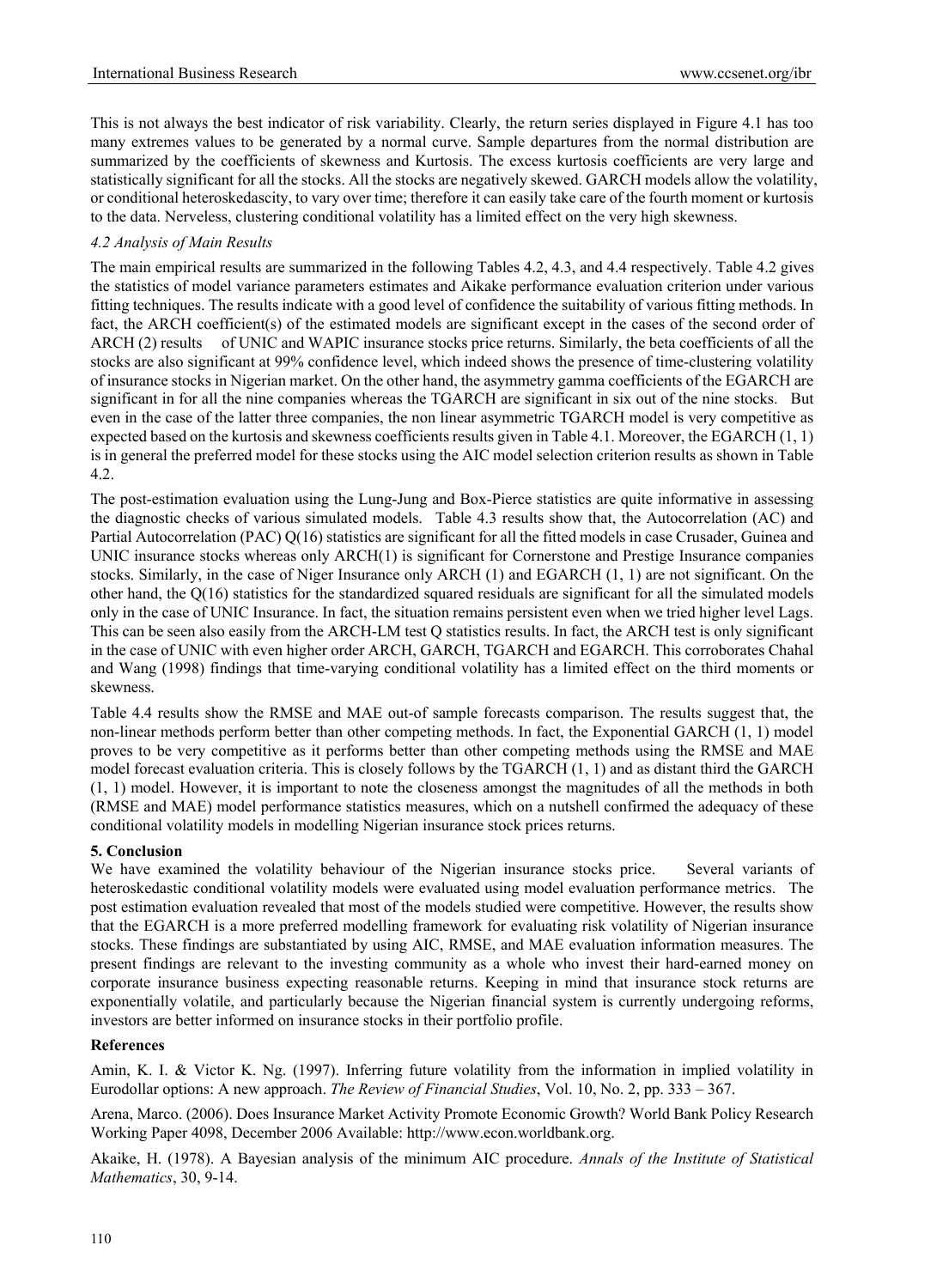This is not always the best indicator of risk variability. Clearly, the return series displayed in Figure 4.1 has too many extremes values to be generated by a normal curve. Sample departures from the normal distribution are summarized by the coefficients of skewness and Kurtosis. The excess kurtosis coefficients are very large and statistically significant for all the stocks. All the stocks are negatively skewed. GARCH models allow the volatility, or conditional heteroskedascity, to vary over time; therefore it can easily take care of the fourth moment or kurtosis to the data. Nerveless, clustering conditional volatility has a limited effect on the very high skewness.

### *4.2 Analysis of Main Results*

The main empirical results are summarized in the following Tables 4.2, 4.3, and 4.4 respectively. Table 4.2 gives the statistics of model variance parameters estimates and Aikake performance evaluation criterion under various fitting techniques. The results indicate with a good level of confidence the suitability of various fitting methods. In fact, the ARCH coefficient(s) of the estimated models are significant except in the cases of the second order of ARCH (2) results of UNIC and WAPIC insurance stocks price returns. Similarly, the beta coefficients of all the stocks are also significant at 99% confidence level, which indeed shows the presence of time-clustering volatility of insurance stocks in Nigerian market. On the other hand, the asymmetry gamma coefficients of the EGARCH are significant in for all the nine companies whereas the TGARCH are significant in six out of the nine stocks. But even in the case of the latter three companies, the non linear asymmetric TGARCH model is very competitive as expected based on the kurtosis and skewness coefficients results given in Table 4.1. Moreover, the EGARCH (1, 1) is in general the preferred model for these stocks using the AIC model selection criterion results as shown in Table 4.2.

The post-estimation evaluation using the Lung-Jung and Box-Pierce statistics are quite informative in assessing the diagnostic checks of various simulated models. Table 4.3 results show that, the Autocorrelation (AC) and Partial Autocorrelation (PAC) Q(16) statistics are significant for all the fitted models in case Crusader, Guinea and UNIC insurance stocks whereas only ARCH(1) is significant for Cornerstone and Prestige Insurance companies stocks. Similarly, in the case of Niger Insurance only ARCH (1) and EGARCH (1, 1) are not significant. On the other hand, the Q(16) statistics for the standardized squared residuals are significant for all the simulated models only in the case of UNIC Insurance. In fact, the situation remains persistent even when we tried higher level Lags. This can be seen also easily from the ARCH-LM test Q statistics results. In fact, the ARCH test is only significant in the case of UNIC with even higher order ARCH, GARCH, TGARCH and EGARCH. This corroborates Chahal and Wang (1998) findings that time-varying conditional volatility has a limited effect on the third moments or skewness.

Table 4.4 results show the RMSE and MAE out-of sample forecasts comparison. The results suggest that, the non-linear methods perform better than other competing methods. In fact, the Exponential GARCH (1, 1) model proves to be very competitive as it performs better than other competing methods using the RMSE and MAE model forecast evaluation criteria. This is closely follows by the TGARCH (1, 1) and as distant third the GARCH (1, 1) model. However, it is important to note the closeness amongst the magnitudes of all the methods in both (RMSE and MAE) model performance statistics measures, which on a nutshell confirmed the adequacy of these conditional volatility models in modelling Nigerian insurance stock prices returns.

## 5. Conclusion

We have examined the volatility behaviour of the Nigerian insurance stocks price. Several variants of heteroskedastic conditional volatility models were evaluated using model evaluation performance metrics. The post estimation evaluation revealed that most of the models studied were competitive. However, the results show that the EGARCH is a more preferred modelling framework for evaluating risk volatility of Nigerian insurance stocks. These findings are substantiated by using AIC, RMSE, and MAE evaluation information measures. The present findings are relevant to the investing community as a whole who invest their hard-earned money on corporate insurance business expecting reasonable returns. Keeping in mind that insurance stock returns are exponentially volatile, and particularly because the Nigerian financial system is currently undergoing reforms, investors are better informed on insurance stocks in their portfolio profile.

## References

Amin, K. I. & Victor K. Ng. (1997). Inferring future volatility from the information in implied volatility in Eurodollar options: A new approach. *The Review of Financial Studies*, Vol. 10, No. 2, pp. 333 – 367.

Arena, Marco. (2006). Does Insurance Market Activity Promote Economic Growth? World Bank Policy Research Working Paper 4098, December 2006 Available: http://www.econ.worldbank.org.

Akaike, H. (1978). A Bayesian analysis of the minimum AIC procedure. *Annals of the Institute of Statistical Mathematics*, 30, 9-14.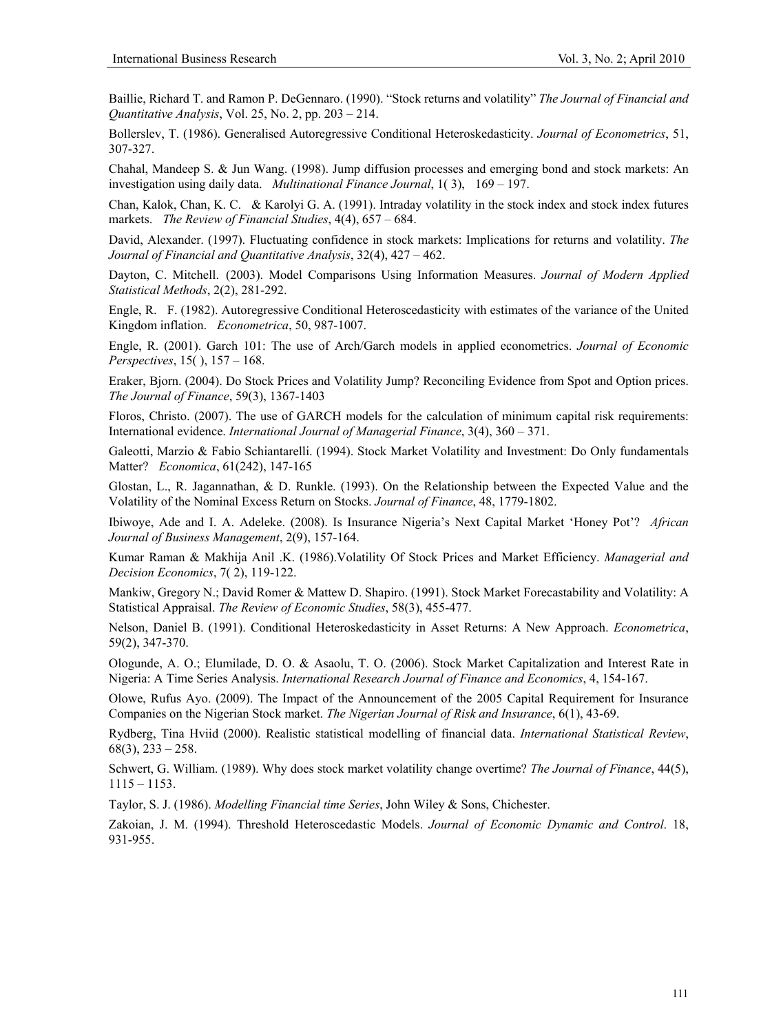Baillie, Richard T. and Ramon P. DeGennaro. (1990). "Stock returns and volatility" *The Journal of Financial and Quantitative Analysis*, Vol. 25, No. 2, pp. 203 – 214.

Bollerslev, T. (1986). Generalised Autoregressive Conditional Heteroskedasticity. *Journal of Econometrics*, 51, 307-327.

Chahal, Mandeep S. & Jun Wang. (1998). Jump diffusion processes and emerging bond and stock markets: An investigation using daily data. *Multinational Finance Journal*, 1( 3), 169 – 197.

Chan, Kalok, Chan, K. C. & Karolyi G. A. (1991). Intraday volatility in the stock index and stock index futures markets. *The Review of Financial Studies*, 4(4), 657 – 684.

David, Alexander. (1997). Fluctuating confidence in stock markets: Implications for returns and volatility. *The Journal of Financial and Quantitative Analysis*, 32(4), 427 – 462.

Dayton, C. Mitchell. (2003). Model Comparisons Using Information Measures. *Journal of Modern Applied Statistical Methods*, 2(2), 281-292.

Engle, R. F. (1982). Autoregressive Conditional Heteroscedasticity with estimates of the variance of the United Kingdom inflation. *Econometrica*, 50, 987-1007.

Engle, R. (2001). Garch 101: The use of Arch/Garch models in applied econometrics. *Journal of Economic Perspectives*, 15( ), 157 – 168.

Eraker, Bjorn. (2004). Do Stock Prices and Volatility Jump? Reconciling Evidence from Spot and Option prices. *The Journal of Finance*, 59(3), 1367-1403

Floros, Christo. (2007). The use of GARCH models for the calculation of minimum capital risk requirements: International evidence. *International Journal of Managerial Finance*, 3(4), 360 – 371.

Galeotti, Marzio & Fabio Schiantarelli. (1994). Stock Market Volatility and Investment: Do Only fundamentals Matter? *Economica*, 61(242), 147-165

Glostan, L., R. Jagannathan, & D. Runkle. (1993). On the Relationship between the Expected Value and the Volatility of the Nominal Excess Return on Stocks. *Journal of Finance*, 48, 1779-1802.

Ibiwoye, Ade and I. A. Adeleke. (2008). Is Insurance Nigeria's Next Capital Market 'Honey Pot'? *African Journal of Business Management*, 2(9), 157-164.

Kumar Raman & Makhija Anil .K. (1986).Volatility Of Stock Prices and Market Efficiency. *Managerial and Decision Economics*, 7( 2), 119-122.

Mankiw, Gregory N.; David Romer & Mattew D. Shapiro. (1991). Stock Market Forecastability and Volatility: A Statistical Appraisal. *The Review of Economic Studies*, 58(3), 455-477.

Nelson, Daniel B. (1991). Conditional Heteroskedasticity in Asset Returns: A New Approach. *Econometrica*, 59(2), 347-370.

Ologunde, A. O.; Elumilade, D. O. & Asaolu, T. O. (2006). Stock Market Capitalization and Interest Rate in Nigeria: A Time Series Analysis. *International Research Journal of Finance and Economics*, 4, 154-167.

Olowe, Rufus Ayo. (2009). The Impact of the Announcement of the 2005 Capital Requirement for Insurance Companies on the Nigerian Stock market. *The Nigerian Journal of Risk and Insurance*, 6(1), 43-69.

Rydberg, Tina Hviid (2000). Realistic statistical modelling of financial data. *International Statistical Review*, 68(3), 233 – 258.

Schwert, G. William. (1989). Why does stock market volatility change overtime? *The Journal of Finance*, 44(5), 1115 – 1153.

Taylor, S. J. (1986). *Modelling Financial time Series*, John Wiley & Sons, Chichester.

Zakoian, J. M. (1994). Threshold Heteroscedastic Models. *Journal of Economic Dynamic and Control*. 18, 931-955.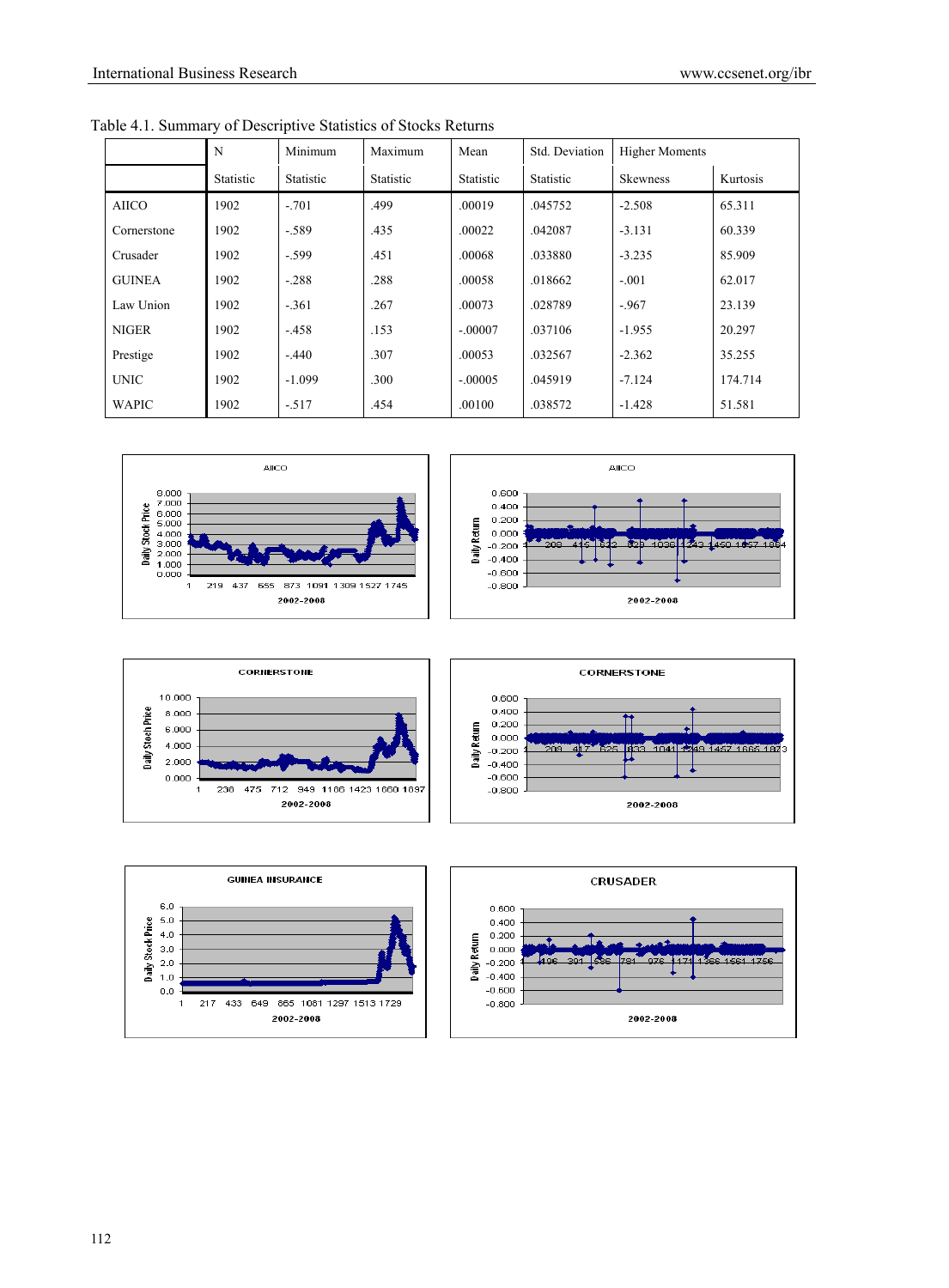Table 4.1. Summary of Descriptive Statistics of Stocks Returns

| | N | Minimum | Maximum | Mean | Std. Deviation | Higher Moments | |
|---|---|---|---|---|---|---|---|
| | Statistic | Statistic | Statistic | Statistic | Statistic | Skewness | Kurtosis |
| AIICO | 1902 | -.701 | .499 | .00019 | .045752 | -2.508 | 65.311 |
| Cornerstone | 1902 | -.589 | .435 | .00022 | .042087 | -3.131 | 60.339 |
| Crusader | 1902 | -.599 | .451 | .00068 | .033880 | -3.235 | 85.909 |
| GUINEA | 1902 | -.288 | .288 | .00058 | .018662 | -.001 | 62.017 |
| Law Union | 1902 | -.361 | .267 | .00073 | .028789 | -.967 | 23.139 |
| NIGER | 1902 | -.458 | .153 | -.00007 | .037106 | -1.955 | 20.297 |
| Prestige | 1902 | -.440 | .307 | .00053 | .032567 | -2.362 | 35.255 |
| UNIC | 1902 | -1.099 | .300 | -.00005 | .045919 | -7.124 | 174.714 |
| WAPIC | 1902 | -.517 | .454 | .00100 | .038572 | -1.428 | 51.581 |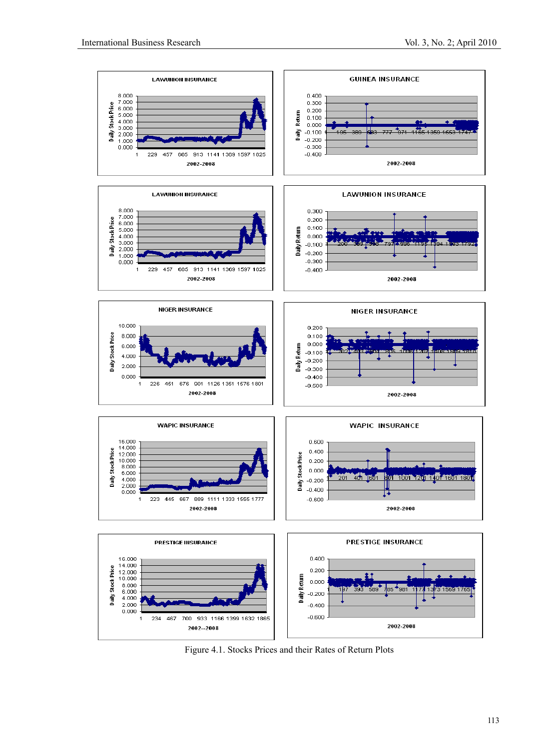Figure 4.1. Stocks Prices and their Rates of Return Plots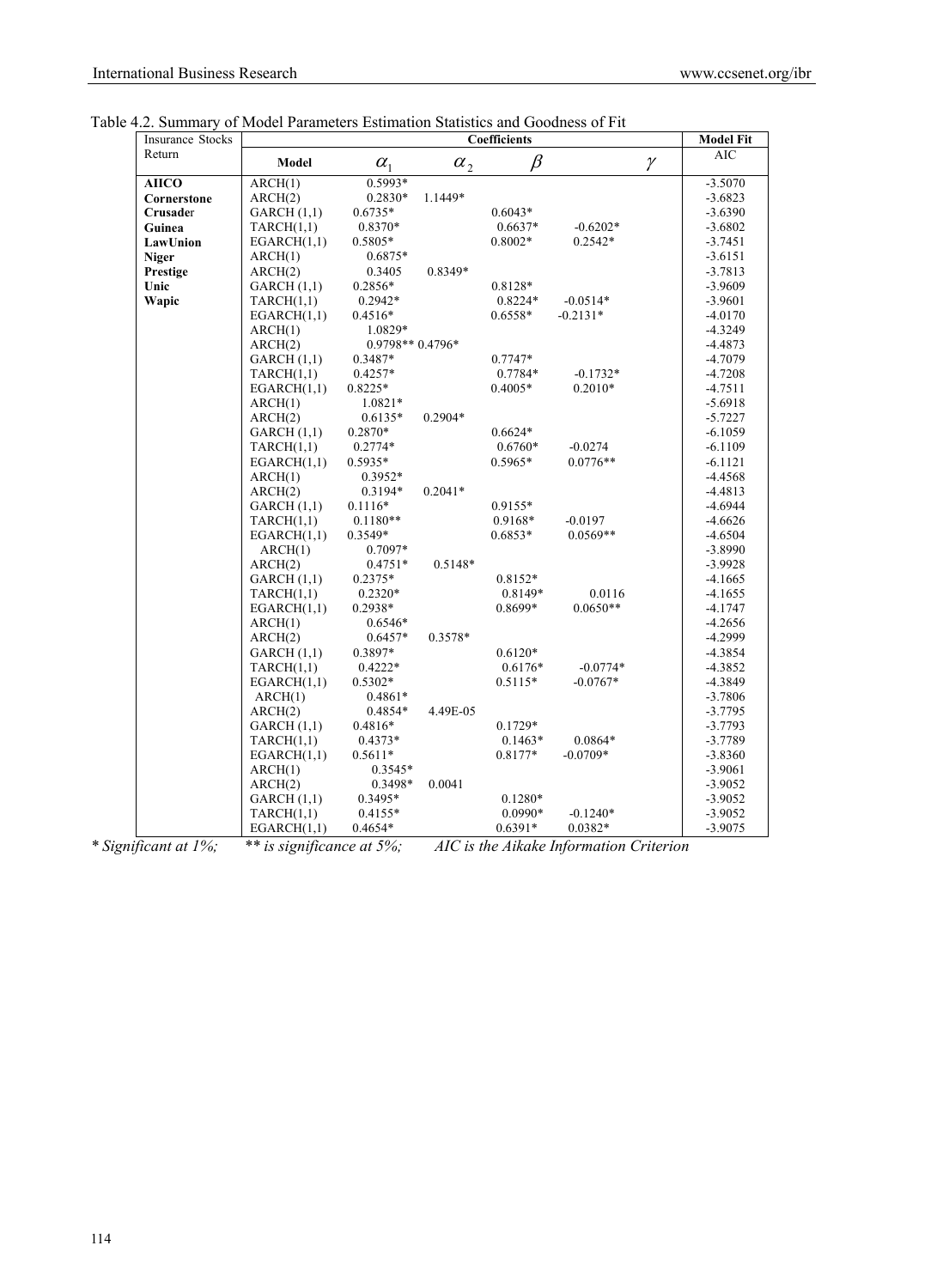Table 4.2. Summary of Model Parameters Estimation Statistics and Goodness of Fit

| Insurance Stocks Return | Coefficients | | | | | Model Fit |
|---|---|---|---|---|---|---|
| | Model | $\alpha_1$ | $\alpha_2$ | $\beta$ | $\gamma$ | AIC |
| **AIICO** | ARCH(1) | 0.5993* | | | | -3.5070 |
| **Cornerstone** | ARCH(2) | 0.2830* | 1.1449* | | | -3.6823 |
| **Crusader** | GARCH (1,1) | 0.6735* | | 0.6043* | | -3.6390 |
| **Guinea** | TARCH(1,1) | 0.8370* | | 0.6637* | -0.6202* | -3.6802 |
| **LawUnion** | EGARCH(1,1) | 0.5805* | | 0.8002* | 0.2542* | -3.7451 |
| **Niger** | ARCH(1) | 0.6875* | | | | -3.6151 |
| **Prestige** | ARCH(2) | 0.3405 | 0.8349* | | | -3.7813 |
| **Unic** | GARCH (1,1) | 0.2856* | | 0.8128* | | -3.9609 |
| **Wapic** | TARCH(1,1) | 0.2942* | | 0.8224* | -0.0514* | -3.9601 |
| | EGARCH(1,1) | 0.4516* | | 0.6558* | -0.2131* | -4.0170 |
| | ARCH(1) | 1.0829* | | | | -4.3249 |
| | ARCH(2) | 0.9798** | 0.4796* | | | -4.4873 |
| | GARCH (1,1) | 0.3487* | | 0.7747* | | -4.7079 |
| | TARCH(1,1) | 0.4257* | | 0.7784* | -0.1732* | -4.7208 |
| | EGARCH(1,1) | 0.8225* | | 0.4005* | 0.2010* | -4.7511 |
| | ARCH(1) | 1.0821* | | | | -5.6918 |
| | ARCH(2) | 0.6135* | 0.2904* | | | -5.7227 |
| | GARCH (1,1) | 0.2870* | | 0.6624* | | -6.1059 |
| | TARCH(1,1) | 0.2774* | | 0.6760* | -0.0274 | -6.1109 |
| | EGARCH(1,1) | 0.5935* | | 0.5965* | 0.0776** | -6.1121 |
| | ARCH(1) | 0.3952* | | | | -4.4568 |
| | ARCH(2) | 0.3194* | 0.2041* | | | -4.4813 |
| | GARCH (1,1) | 0.1116* | | 0.9155* | | -4.6944 |
| | TARCH(1,1) | 0.1180** | | 0.9168* | -0.0197 | -4.6626 |
| | EGARCH(1,1) | 0.3549* | | 0.6853* | 0.0569** | -4.6504 |
| | ARCH(1) | 0.7097* | | | | -3.8990 |
| | ARCH(2) | 0.4751* | 0.5148* | | | -3.9928 |
| | GARCH (1,1) | 0.2375* | | 0.8152* | | -4.1665 |
| | TARCH(1,1) | 0.2320* | | 0.8149* | 0.0116 | -4.1655 |
| | EGARCH(1,1) | 0.2938* | | 0.8699* | 0.0650** | -4.1747 |
| | ARCH(1) | 0.6546* | | | | -4.2656 |
| | ARCH(2) | 0.6457* | 0.3578* | | | -4.2999 |
| | GARCH (1,1) | 0.3897* | | 0.6120* | | -4.3854 |
| | TARCH(1,1) | 0.4222* | | 0.6176* | -0.0774* | -4.3852 |
| | EGARCH(1,1) | 0.5302* | | 0.5115* | -0.0767* | -4.3849 |
| | ARCH(1) | 0.4861* | | | | -3.7806 |
| | ARCH(2) | 0.4854* | 4.49E-05 | | | -3.7795 |
| | GARCH (1,1) | 0.4816* | | 0.1729* | | -3.7793 |
| | TARCH(1,1) | 0.4373* | | 0.1463* | 0.0864* | -3.7789 |
| | EGARCH(1,1) | 0.5611* | | 0.8177* | -0.0709* | -3.8360 |
| | ARCH(1) | 0.3545* | | | | -3.9061 |
| | ARCH(2) | 0.3498* | 0.0041 | | | -3.9052 |
| | GARCH (1,1) | 0.3495* | | 0.1280* | | -3.9052 |
| | TARCH(1,1) | 0.4155* | | 0.0990* | -0.1240* | -3.9052 |
| | EGARCH(1,1) | 0.4654* | | 0.6391* | 0.0382* | -3.9075 |

*\* Significant at 1%; \*\* is significance at 5%; AIC is the Aikake Information Criterion*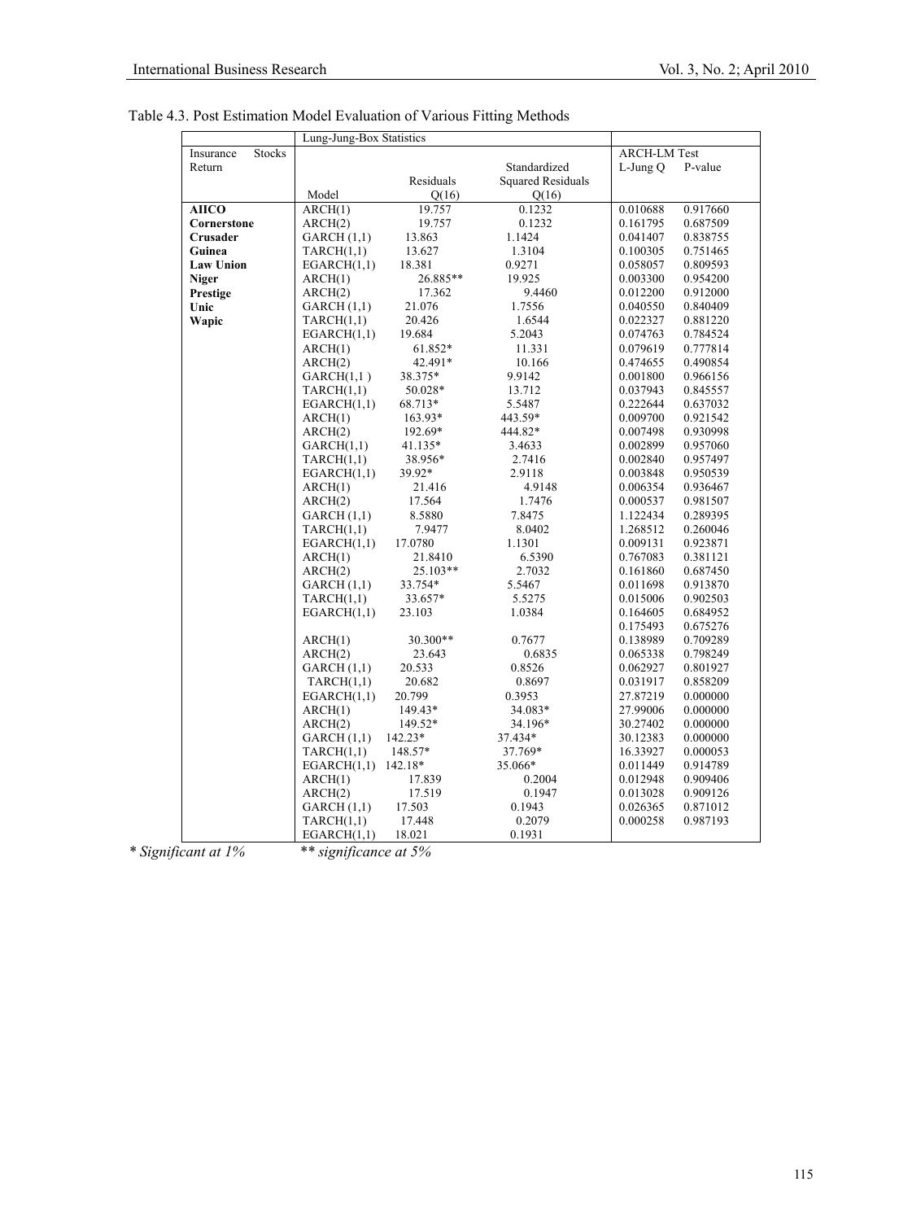Table 4.3. Post Estimation Model Evaluation of Various Fitting Methods

| | Lung-Jung-Box Statistics | | | | |
|---|---|---|---|---|---|
| Insurance Stocks Return | Model | Residuals Q(16) | Standardized Squared Residuals Q(16) | ARCH-LM Test L-Jung Q | P-value |
| **AIICO** | ARCH(1) | 19.757 | 0.1232 | 0.010688 | 0.917660 |
| **Cornerstone** | ARCH(2) | 19.757 | 0.1232 | 0.161795 | 0.687509 |
| **Crusader** | GARCH (1,1) | 13.863 | 1.1424 | 0.041407 | 0.838755 |
| **Guinea** | TARCH(1,1) | 13.627 | 1.3104 | 0.100305 | 0.751465 |
| **Law Union** | EGARCH(1,1) | 18.381 | 0.9271 | 0.058057 | 0.809593 |
| **Niger** | ARCH(1) | 26.885** | 19.925 | 0.003300 | 0.954200 |
| **Prestige** | ARCH(2) | 17.362 | 9.4460 | 0.012200 | 0.912000 |
| **Unic** | GARCH (1,1) | 21.076 | 1.7556 | 0.040550 | 0.840409 |
| **Wapic** | TARCH(1,1) | 20.426 | 1.6544 | 0.022327 | 0.881220 |
| | EGARCH(1,1) | 19.684 | 5.2043 | 0.074763 | 0.784524 |
| | ARCH(1) | 61.852* | 11.331 | 0.079619 | 0.777814 |
| | ARCH(2) | 42.491* | 10.166 | 0.474655 | 0.490854 |
| | GARCH(1,1 ) | 38.375* | 9.9142 | 0.001800 | 0.966156 |
| | TARCH(1,1) | 50.028* | 13.712 | 0.037943 | 0.845557 |
| | EGARCH(1,1) | 68.713* | 5.5487 | 0.222644 | 0.637032 |
| | ARCH(1) | 163.93* | 443.59* | 0.009700 | 0.921542 |
| | ARCH(2) | 192.69* | 444.82* | 0.007498 | 0.930998 |
| | GARCH(1,1) | 41.135* | 3.4633 | 0.002899 | 0.957060 |
| | TARCH(1,1) | 38.956* | 2.7416 | 0.002840 | 0.957497 |
| | EGARCH(1,1) | 39.92* | 2.9118 | 0.003848 | 0.950539 |
| | ARCH(1) | 21.416 | 4.9148 | 0.006354 | 0.936467 |
| | ARCH(2) | 17.564 | 1.7476 | 0.000537 | 0.981507 |
| | GARCH (1,1) | 8.5880 | 7.8475 | 1.122434 | 0.289395 |
| | TARCH(1,1) | 7.9477 | 8.0402 | 1.268512 | 0.260046 |
| | EGARCH(1,1) | 17.0780 | 1.1301 | 0.009131 | 0.923871 |
| | ARCH(1) | 21.8410 | 6.5390 | 0.767083 | 0.381121 |
| | ARCH(2) | 25.103** | 2.7032 | 0.161860 | 0.687450 |
| | GARCH (1,1) | 33.754* | 5.5467 | 0.011698 | 0.913870 |
| | TARCH(1,1) | 33.657* | 5.5275 | 0.015006 | 0.902503 |
| | EGARCH(1,1) | 23.103 | 1.0384 | 0.164605 | 0.684952 |
| | | | | 0.175493 | 0.675276 |
| | ARCH(1) | 30.300** | 0.7677 | 0.138989 | 0.709289 |
| | ARCH(2) | 23.643 | 0.6835 | 0.065338 | 0.798249 |
| | GARCH (1,1) | 20.533 | 0.8526 | 0.062927 | 0.801927 |
| | TARCH(1,1) | 20.682 | 0.8697 | 0.031917 | 0.858209 |
| | EGARCH(1,1) | 20.799 | 0.3953 | 27.87219 | 0.000000 |
| | ARCH(1) | 149.43* | 34.083* | 27.99006 | 0.000000 |
| | ARCH(2) | 149.52* | 34.196* | 30.27402 | 0.000000 |
| | GARCH (1,1) | 142.23* | 37.434* | 30.12383 | 0.000000 |
| | TARCH(1,1) | 148.57* | 37.769* | 16.33927 | 0.000053 |
| | EGARCH(1,1) | 142.18* | 35.066* | 0.011449 | 0.914789 |
| | ARCH(1) | 17.839 | 0.2004 | 0.012948 | 0.909406 |
| | ARCH(2) | 17.519 | 0.1947 | 0.013028 | 0.909126 |
| | GARCH (1,1) | 17.503 | 0.1943 | 0.026365 | 0.871012 |
| | TARCH(1,1) | 17.448 | 0.2079 | 0.000258 | 0.987193 |
| | EGARCH(1,1) | 18.021 | 0.1931 | | |

*\* Significant at 1%* *\*\* significance at 5%*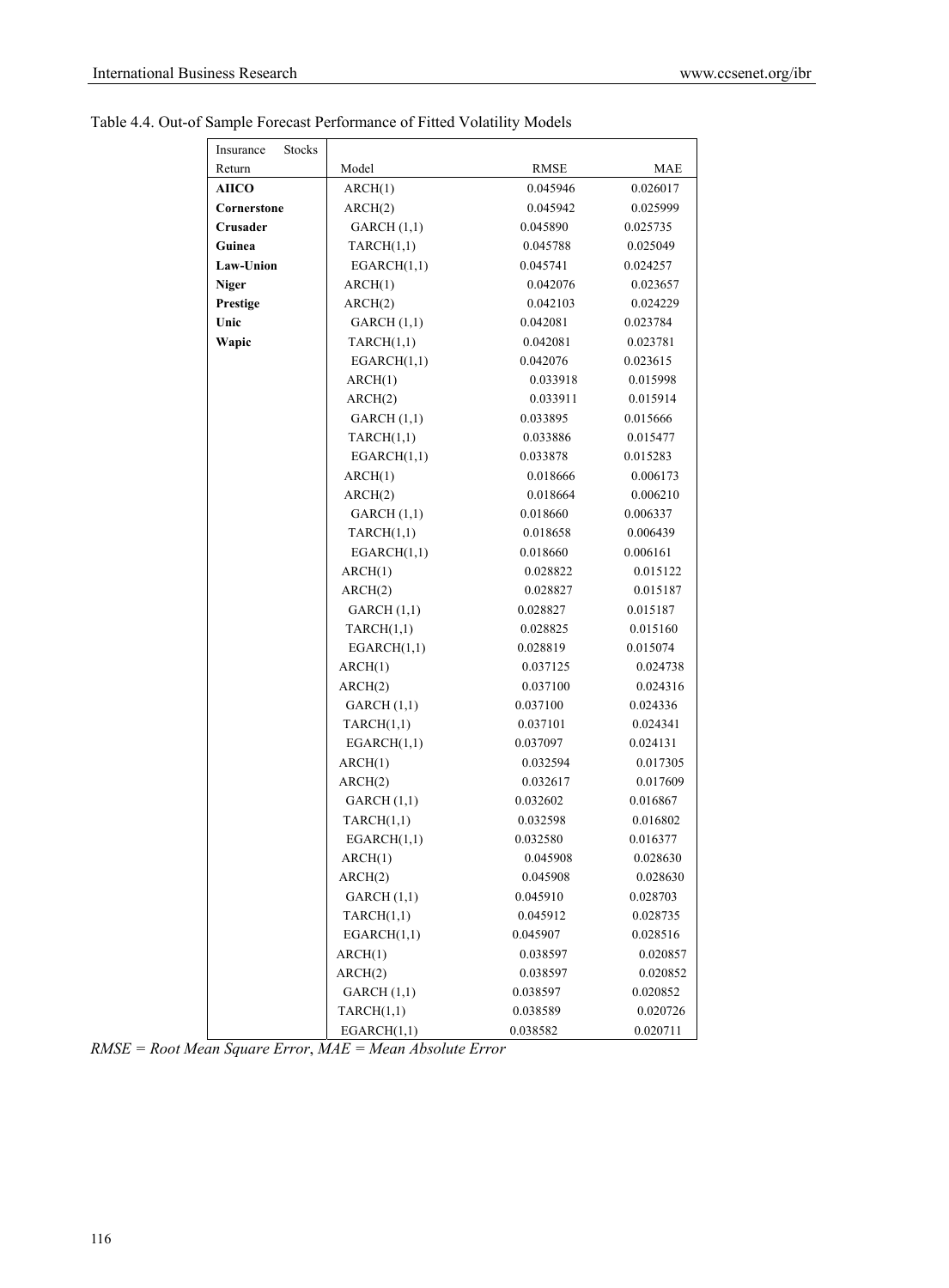Table 4.4. Out-of Sample Forecast Performance of Fitted Volatility Models

| Insurance Stocks Return | Model | RMSE | MAE |
|---|---|---|---|
| **AIICO** | ARCH(1) | 0.045946 | 0.026017 |
| **Cornerstone** | ARCH(2) | 0.045942 | 0.025999 |
| **Crusader** | GARCH (1,1) | 0.045890 | 0.025735 |
| **Guinea** | TARCH(1,1) | 0.045788 | 0.025049 |
| **Law-Union** | EGARCH(1,1) | 0.045741 | 0.024257 |
| **Niger** | ARCH(1) | 0.042076 | 0.023657 |
| **Prestige** | ARCH(2) | 0.042103 | 0.024229 |
| **Unic** | GARCH (1,1) | 0.042081 | 0.023784 |
| **Wapic** | TARCH(1,1) | 0.042081 | 0.023781 |
| | EGARCH(1,1) | 0.042076 | 0.023615 |
| | ARCH(1) | 0.033918 | 0.015998 |
| | ARCH(2) | 0.033911 | 0.015914 |
| | GARCH (1,1) | 0.033895 | 0.015666 |
| | TARCH(1,1) | 0.033886 | 0.015477 |
| | EGARCH(1,1) | 0.033878 | 0.015283 |
| | ARCH(1) | 0.018666 | 0.006173 |
| | ARCH(2) | 0.018664 | 0.006210 |
| | GARCH (1,1) | 0.018660 | 0.006337 |
| | TARCH(1,1) | 0.018658 | 0.006439 |
| | EGARCH(1,1) | 0.018660 | 0.006161 |
| | ARCH(1) | 0.028822 | 0.015122 |
| | ARCH(2) | 0.028827 | 0.015187 |
| | GARCH (1,1) | 0.028827 | 0.015187 |
| | TARCH(1,1) | 0.028825 | 0.015160 |
| | EGARCH(1,1) | 0.028819 | 0.015074 |
| | ARCH(1) | 0.037125 | 0.024738 |
| | ARCH(2) | 0.037100 | 0.024316 |
| | GARCH (1,1) | 0.037100 | 0.024336 |
| | TARCH(1,1) | 0.037101 | 0.024341 |
| | EGARCH(1,1) | 0.037097 | 0.024131 |
| | ARCH(1) | 0.032594 | 0.017305 |
| | ARCH(2) | 0.032617 | 0.017609 |
| | GARCH (1,1) | 0.032602 | 0.016867 |
| | TARCH(1,1) | 0.032598 | 0.016802 |
| | EGARCH(1,1) | 0.032580 | 0.016377 |
| | ARCH(1) | 0.045908 | 0.028630 |
| | ARCH(2) | 0.045908 | 0.028630 |
| | GARCH (1,1) | 0.045910 | 0.028703 |
| | TARCH(1,1) | 0.045912 | 0.028735 |
| | EGARCH(1,1) | 0.045907 | 0.028516 |
| | ARCH(1) | 0.038597 | 0.020857 |
| | ARCH(2) | 0.038597 | 0.020852 |
| | GARCH (1,1) | 0.038597 | 0.020852 |
| | TARCH(1,1) | 0.038589 | 0.020726 |
| | EGARCH(1,1) | 0.038582 | 0.020711 |

*RMSE = Root Mean Square Error*, *MAE = Mean Absolute Error*